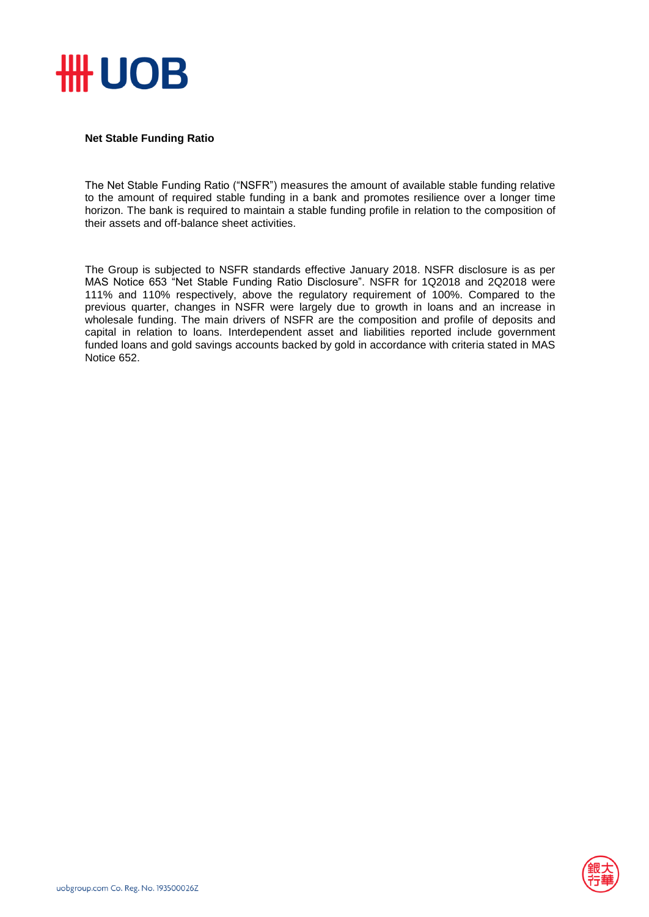## Net Stable Funding Ratio

The Net Stable Funding Ratio ("NSFR") measures the amount of available stable funding relative to the amount of required stable funding in a bank and promotes resilience over a longer time horizon. The bank is required to maintain a stable funding profile in relation to the composition of their assets and off-balance sheet activities.

The Group is subjected to NSFR standards effective January 2018. NSFR disclosure is as per MAS Notice 653 "Net Stable Funding Ratio Disclosure". NSFR for 1Q2018 and 2Q2018 were 111% and 110% respectively, above the regulatory requirement of 100%. Compared to the previous quarter, changes in NSFR were largely due to growth in loans and an increase in wholesale funding. The main drivers of NSFR are the composition and profile of deposits and capital in relation to loans. Interdependent asset and liabilities reported include government funded loans and gold savings accounts backed by gold in accordance with criteria stated in MAS Notice 652.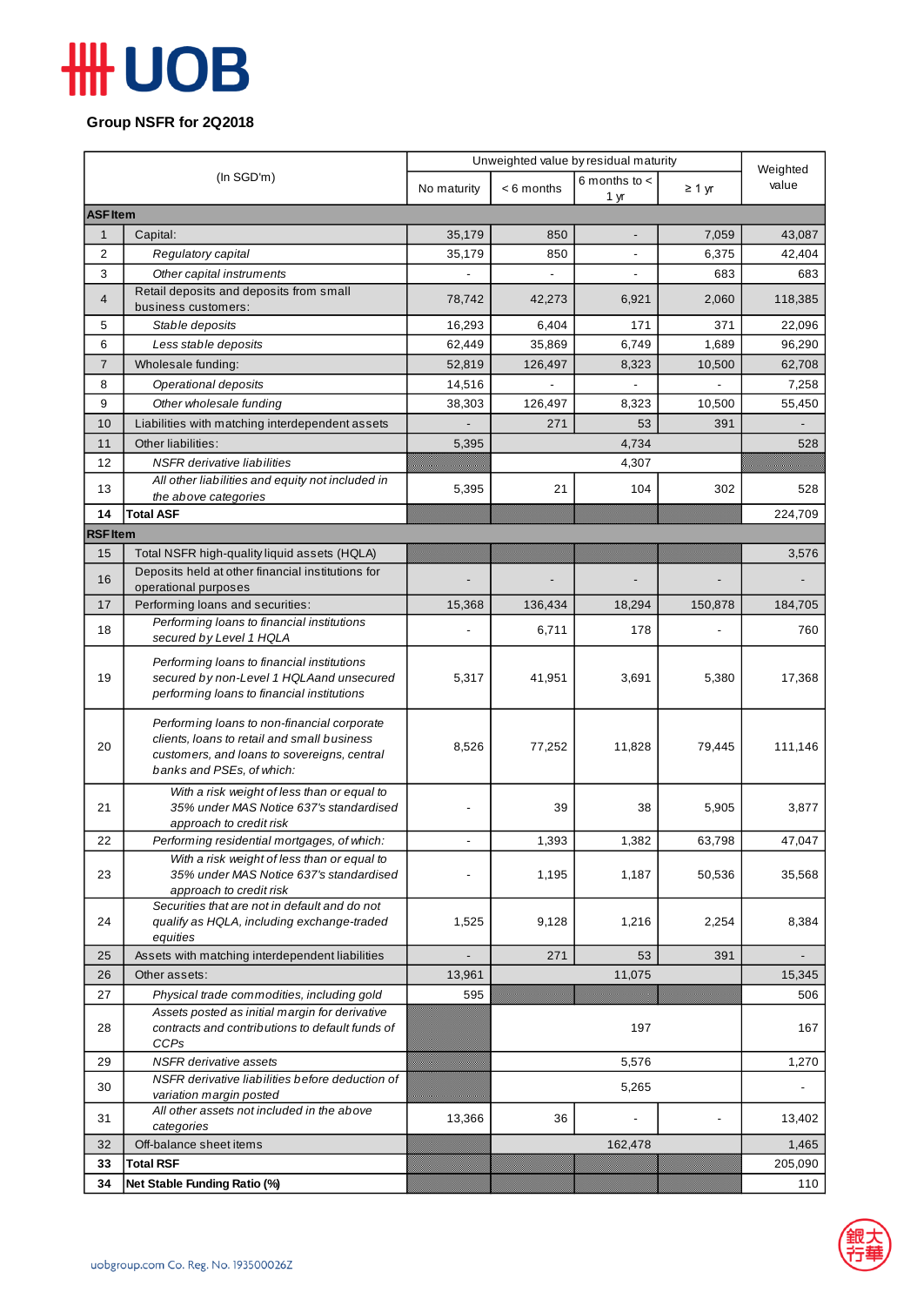# UOB

**Group NSFR for 2Q2018**

| | (In SGD'm) | Unweighted value by residual maturity | | | | Weighted value |
|---|---|---|---|---|---|---|
| | | No maturity | < 6 months | 6 months to < 1 yr | ≥ 1 yr | |
| **ASF Item** | | | | | | |
| 1 | Capital: | 35,179 | 850 | - | 7,059 | 43,087 |
| 2 | *Regulatory capital* | 35,179 | 850 | - | 6,375 | 42,404 |
| 3 | *Other capital instruments* | - | - | - | 683 | 683 |
| 4 | Retail deposits and deposits from small business customers: | 78,742 | 42,273 | 6,921 | 2,060 | 118,385 |
| 5 | *Stable deposits* | 16,293 | 6,404 | 171 | 371 | 22,096 |
| 6 | *Less stable deposits* | 62,449 | 35,869 | 6,749 | 1,689 | 96,290 |
| 7 | Wholesale funding: | 52,819 | 126,497 | 8,323 | 10,500 | 62,708 |
| 8 | *Operational deposits* | 14,516 | - | - | - | 7,258 |
| 9 | *Other wholesale funding* | 38,303 | 126,497 | 8,323 | 10,500 | 55,450 |
| 10 | Liabilities with matching interdependent assets | - | 271 | 53 | 391 | - |
| 11 | Other liabilities: | 5,395 | 4,734 | | | 528 |
| 12 | *NSFR derivative liabilities* | | 4,307 | | | |
| 13 | *All other liabilities and equity not included in the above categories* | 5,395 | 21 | 104 | 302 | 528 |
| **14** | **Total ASF** | | | | | 224,709 |
| **RSF Item** | | | | | | |
| 15 | Total NSFR high-quality liquid assets (HQLA) | | | | | 3,576 |
| 16 | Deposits held at other financial institutions for operational purposes | - | - | - | - | - |
| 17 | Performing loans and securities: | 15,368 | 136,434 | 18,294 | 150,878 | 184,705 |
| 18 | *Performing loans to financial institutions secured by Level 1 HQLA* | - | 6,711 | 178 | - | 760 |
| 19 | *Performing loans to financial institutions secured by non-Level 1 HQLA and unsecured performing loans to financial institutions* | 5,317 | 41,951 | 3,691 | 5,380 | 17,368 |
| 20 | *Performing loans to non-financial corporate clients, loans to retail and small business customers, and loans to sovereigns, central banks and PSEs, of which:* | 8,526 | 77,252 | 11,828 | 79,445 | 111,146 |
| 21 | *With a risk weight of less than or equal to 35% under MAS Notice 637's standardised approach to credit risk* | - | 39 | 38 | 5,905 | 3,877 |
| 22 | *Performing residential mortgages, of which:* | - | 1,393 | 1,382 | 63,798 | 47,047 |
| 23 | *With a risk weight of less than or equal to 35% under MAS Notice 637's standardised approach to credit risk* | - | 1,195 | 1,187 | 50,536 | 35,568 |
| 24 | *Securities that are not in default and do not qualify as HQLA, including exchange-traded equities* | 1,525 | 9,128 | 1,216 | 2,254 | 8,384 |
| 25 | Assets with matching interdependent liabilities | - | 271 | 53 | 391 | - |
| 26 | Other assets: | 13,961 | 11,075 | | | 15,345 |
| 27 | *Physical trade commodities, including gold* | 595 | | | | 506 |
| 28 | *Assets posted as initial margin for derivative contracts and contributions to default funds of CCPs* | | 197 | | | 167 |
| 29 | *NSFR derivative assets* | | 5,576 | | | 1,270 |
| 30 | *NSFR derivative liabilities before deduction of variation margin posted* | | 5,265 | | | - |
| 31 | *All other assets not included in the above categories* | 13,366 | 36 | - | - | 13,402 |
| 32 | Off-balance sheet items | | 162,478 | | | 1,465 |
| **33** | **Total RSF** | | | | | 205,090 |
| **34** | **Net Stable Funding Ratio (%)** | | | | | 110 |

uobgroup.com Co. Reg. No. 193500026Z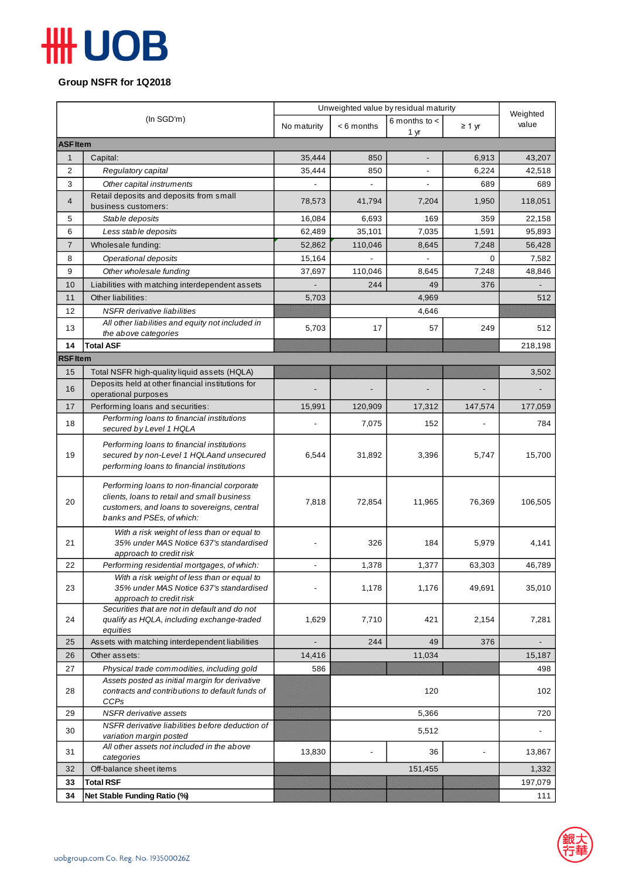UOB

**Group NSFR for 1Q2018**

| (In SGD'm) | | Unweighted value by residual maturity | | | | Weighted value |
|---|---|---|---|---|---|---|
| | | No maturity | < 6 months | 6 months to < 1 yr | ≥ 1 yr | |
| **ASF Item** | | | | | | |
| 1 | Capital: | 35,444 | 850 | - | 6,913 | 43,207 |
| 2 | *Regulatory capital* | 35,444 | 850 | - | 6,224 | 42,518 |
| 3 | *Other capital instruments* | - | - | - | 689 | 689 |
| 4 | Retail deposits and deposits from small business customers: | 78,573 | 41,794 | 7,204 | 1,950 | 118,051 |
| 5 | *Stable deposits* | 16,084 | 6,693 | 169 | 359 | 22,158 |
| 6 | *Less stable deposits* | 62,489 | 35,101 | 7,035 | 1,591 | 95,893 |
| 7 | Wholesale funding: | 52,862 | 110,046 | 8,645 | 7,248 | 56,428 |
| 8 | *Operational deposits* | 15,164 | - | - | 0 | 7,582 |
| 9 | *Other wholesale funding* | 37,697 | 110,046 | 8,645 | 7,248 | 48,846 |
| 10 | Liabilities with matching interdependent assets | - | 244 | 49 | 376 | - |
| 11 | Other liabilities: | 5,703 | 4,969 | | | 512 |
| 12 | *NSFR derivative liabilities* | | 4,646 | | | |
| 13 | *All other liabilities and equity not included in the above categories* | 5,703 | 17 | 57 | 249 | 512 |
| **14** | **Total ASF** | | | | | 218,198 |
| **RSF Item** | | | | | | |
| 15 | Total NSFR high-quality liquid assets (HQLA) | | | | | 3,502 |
| 16 | Deposits held at other financial institutions for operational purposes | - | - | - | - | - |
| 17 | Performing loans and securities: | 15,991 | 120,909 | 17,312 | 147,574 | 177,059 |
| 18 | *Performing loans to financial institutions secured by Level 1 HQLA* | - | 7,075 | 152 | - | 784 |
| 19 | *Performing loans to financial institutions secured by non-Level 1 HQLAand unsecured performing loans to financial institutions* | 6,544 | 31,892 | 3,396 | 5,747 | 15,700 |
| 20 | *Performing loans to non-financial corporate clients, loans to retail and small business customers, and loans to sovereigns, central banks and PSEs, of which:* | 7,818 | 72,854 | 11,965 | 76,369 | 106,505 |
| 21 | *With a risk weight of less than or equal to 35% under MAS Notice 637's standardised approach to credit risk* | - | 326 | 184 | 5,979 | 4,141 |
| 22 | *Performing residential mortgages, of which:* | - | 1,378 | 1,377 | 63,303 | 46,789 |
| 23 | *With a risk weight of less than or equal to 35% under MAS Notice 637's standardised approach to credit risk* | - | 1,178 | 1,176 | 49,691 | 35,010 |
| 24 | *Securities that are not in default and do not qualify as HQLA, including exchange-traded equities* | 1,629 | 7,710 | 421 | 2,154 | 7,281 |
| 25 | Assets with matching interdependent liabilities | - | 244 | 49 | 376 | - |
| 26 | Other assets: | 14,416 | 11,034 | | | 15,187 |
| 27 | *Physical trade commodities, including gold* | 586 | | | | 498 |
| 28 | *Assets posted as initial margin for derivative contracts and contributions to default funds of CCPs* | | 120 | | | 102 |
| 29 | *NSFR derivative assets* | | 5,366 | | | 720 |
| 30 | *NSFR derivative liabilities before deduction of variation margin posted* | | 5,512 | | | - |
| 31 | *All other assets not included in the above categories* | 13,830 | - | 36 | - | 13,867 |
| 32 | Off-balance sheet items | | 151,455 | | | 1,332 |
| **33** | **Total RSF** | | | | | 197,079 |
| **34** | **Net Stable Funding Ratio (%)** | | | | | 111 |

uobgroup.com Co. Reg. No. 193500026Z